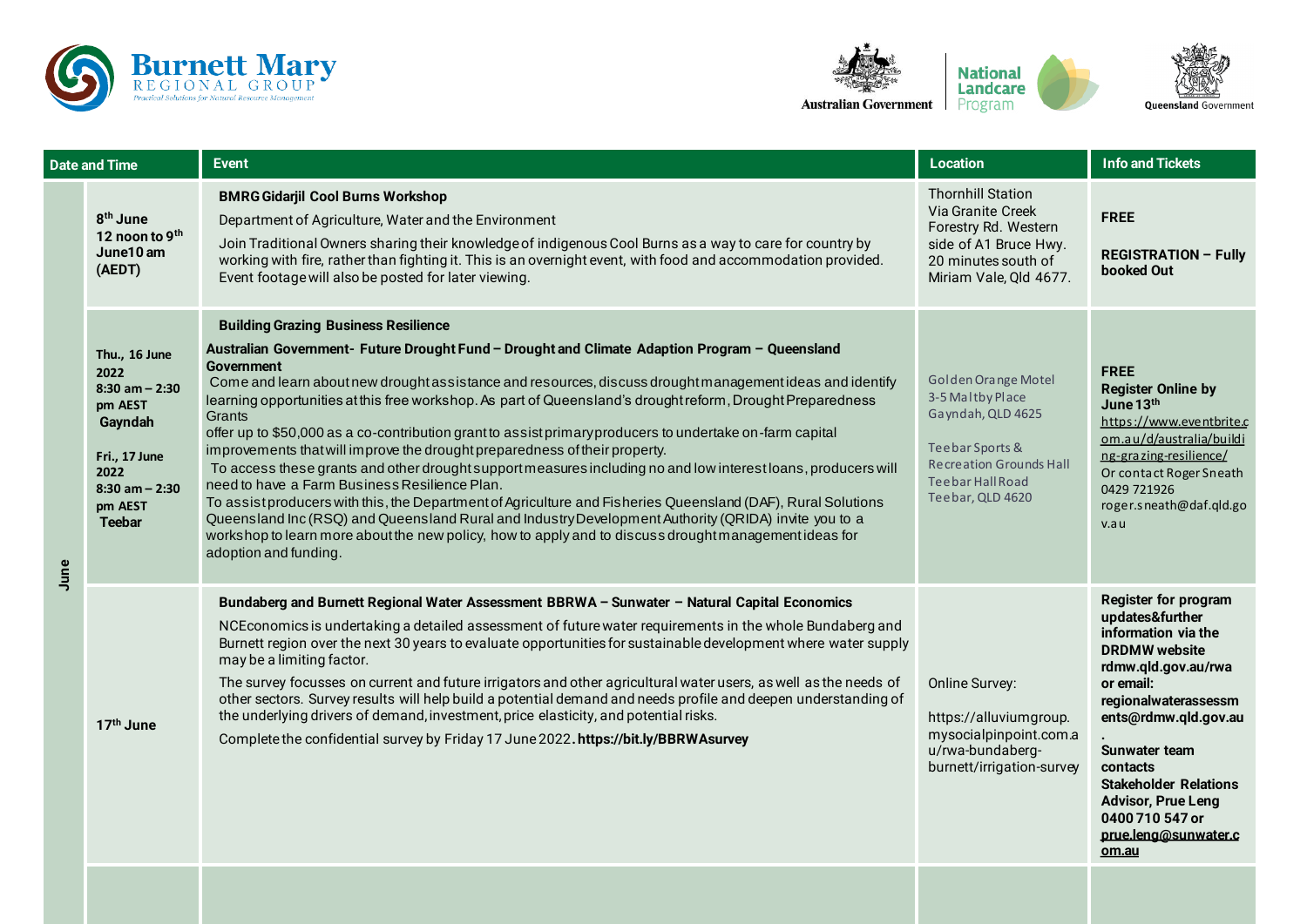| Date and Time | | Event | Location | Info and Tickets |
|---|---|---|---|---|
| June | 8th June 12 noon to 9th June10 am (AEDT) | **BMRG Gidarjil Cool Burns Workshop**<br>Department of Agriculture, Water and the Environment<br>Join Traditional Owners sharing their knowledge of indigenous Cool Burns as a way to care for country by working with fire, rather than fighting it. This is an overnight event, with food and accommodation provided. Event footage will also be posted for later viewing. | Thornhill Station Via Granite Creek Forestry Rd. Western side of A1 Bruce Hwy. 20 minutes south of Miriam Vale, Qld 4677. | **FREE**<br>**REGISTRATION – Fully booked Out** |
| | **Thu., 16 June 2022 8:30 am – 2:30 pm AEST Gayndah**<br>**Fri., 17 June 2022 8:30 am – 2:30 pm AEST Teebar** | **Building Grazing Business Resilience**<br>**Australian Government- Future Drought Fund – Drought and Climate Adaption Program – Queensland Government**<br>Come and learn about new drought assistance and resources, discuss drought management ideas and identify learning opportunities at this free workshop. As part of Queensland's drought reform, Drought Preparedness Grants offer up to $50,000 as a co-contribution grant to assist primary producers to undertake on-farm capital improvements that will improve the drought preparedness of their property.<br>To access these grants and other drought support measures including no and low interest loans, producers will need to have a Farm Business Resilience Plan.<br>To assist producers with this, the Department of Agriculture and Fisheries Queensland (DAF), Rural Solutions Queensland Inc (RSQ) and Queensland Rural and Industry Development Authority (QRIDA) invite you to a workshop to learn more about the new policy, how to apply and to discuss drought management ideas for adoption and funding. | Golden Orange Motel 3-5 Maltby Place Gayndah, QLD 4625<br><br>Teebar Sports & Recreation Grounds Hall Teebar Hall Road Teebar, QLD 4620 | **FREE**<br>**Register Online by June 13th**<br>https://www.eventbrite.com.au/d/australia/building-grazing-resilience/<br>Or contact Roger Sneath 0429 721926 roger.sneath@daf.qld.gov.au |
| | **17th June** | **Bundaberg and Burnett Regional Water Assessment BBRWA – Sunwater – Natural Capital Economics**<br>NCEconomics is undertaking a detailed assessment of future water requirements in the whole Bundaberg and Burnett region over the next 30 years to evaluate opportunities for sustainable development where water supply may be a limiting factor.<br>The survey focusses on current and future irrigators and other agricultural water users, as well as the needs of other sectors. Survey results will help build a potential demand and needs profile and deepen understanding of the underlying drivers of demand, investment, price elasticity, and potential risks.<br>Complete the confidential survey by Friday 17 June 2022. **https://bit.ly/BBRWAsurvey** | Online Survey:<br>https://alluviumgroup.mysocialpinpoint.com.au/rwa-bundaberg-burnett/irrigation-survey | **Register for program updates&further information via the DRDMW website rdmw.qld.gov.au/rwa or email: regionalwaterassessments@rdmw.qld.gov.au.**<br>**Sunwater team contacts Stakeholder Relations Advisor, Prue Leng 0400 710 547 or prue.leng@sunwater.com.au** |
| | | | | |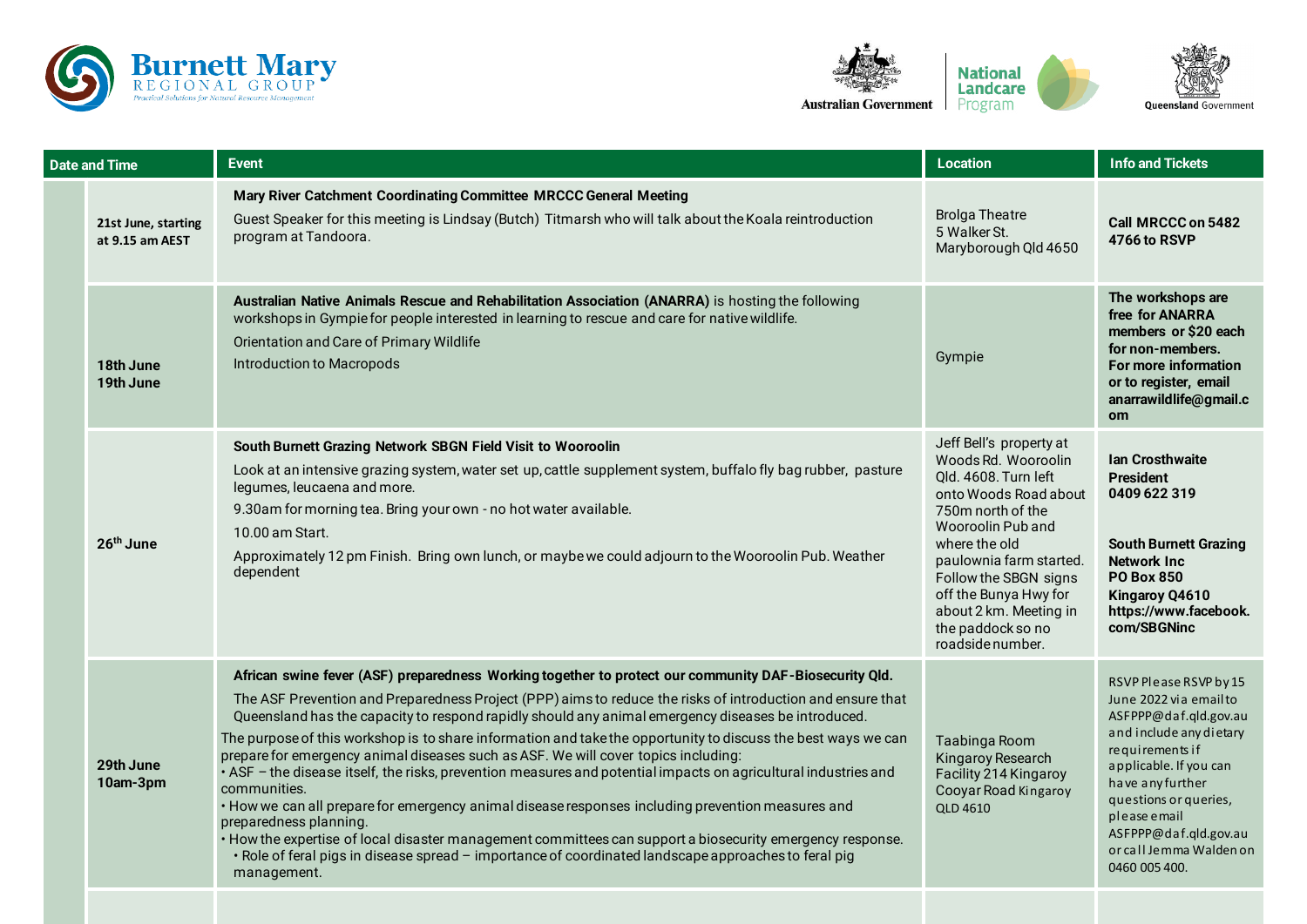| Date and Time | Event | Location | Info and Tickets |
|---|---|---|---|
| 21st June, starting at 9.15 am AEST | **Mary River Catchment Coordinating Committee MRCCC General Meeting**<br>Guest Speaker for this meeting is Lindsay (Butch) Titmarsh who will talk about the Koala reintroduction program at Tandoora. | Brolga Theatre<br>5 Walker St.<br>Maryborough Qld 4650 | **Call MRCCC on 5482 4766 to RSVP** |
| 18th June<br>19th June | **Australian Native Animals Rescue and Rehabilitation Association (ANARRA)** is hosting the following workshops in Gympie for people interested in learning to rescue and care for native wildlife.<br>Orientation and Care of Primary Wildlife<br>Introduction to Macropods | Gympie | **The workshops are free for ANARRA members or $20 each for non-members. For more information or to register, email anarrawildlife@gmail.com** |
| 26th June | **South Burnett Grazing Network SBGN Field Visit to Wooroolin**<br>Look at an intensive grazing system, water set up, cattle supplement system, buffalo fly bag rubber, pasture legumes, leucaena and more.<br>9.30am for morning tea. Bring your own - no hot water available.<br>10.00 am Start.<br>Approximately 12 pm Finish. Bring own lunch, or maybe we could adjourn to the Wooroolin Pub. Weather dependent | Jeff Bell's property at Woods Rd. Wooroolin Qld. 4608. Turn left onto Woods Road about 750m north of the Wooroolin Pub and where the old paulownia farm started. Follow the SBGN signs off the Bunya Hwy for about 2 km. Meeting in the paddock so no roadside number. | **Ian Crosthwaite President**<br>**0409 622 319**<br><br>**South Burnett Grazing Network Inc**<br>**PO Box 850**<br>**Kingaroy Q4610**<br>**https://www.facebook.com/SBGNinc** |
| 29th June<br>10am-3pm | **African swine fever (ASF) preparedness Working together to protect our community DAF-Biosecurity Qld.**<br>The ASF Prevention and Preparedness Project (PPP) aims to reduce the risks of introduction and ensure that Queensland has the capacity to respond rapidly should any animal emergency diseases be introduced.<br>The purpose of this workshop is to share information and take the opportunity to discuss the best ways we can prepare for emergency animal diseases such as ASF. We will cover topics including:<br>• ASF – the disease itself, the risks, prevention measures and potential impacts on agricultural industries and communities.<br>• How we can all prepare for emergency animal disease responses including prevention measures and preparedness planning.<br>• How the expertise of local disaster management committees can support a biosecurity emergency response.<br>• Role of feral pigs in disease spread – importance of coordinated landscape approaches to feral pig management. | Taabinga Room<br>Kingaroy Research Facility 214 Kingaroy Cooyar Road Kingaroy QLD 4610 | RSVP Please RSVP by 15 June 2022 via email to ASFPPP@daf.qld.gov.au and include any dietary requirements if applicable. If you can have any further questions or queries, please email ASFPPP@daf.qld.gov.au or call Jemma Walden on 0460 005 400. |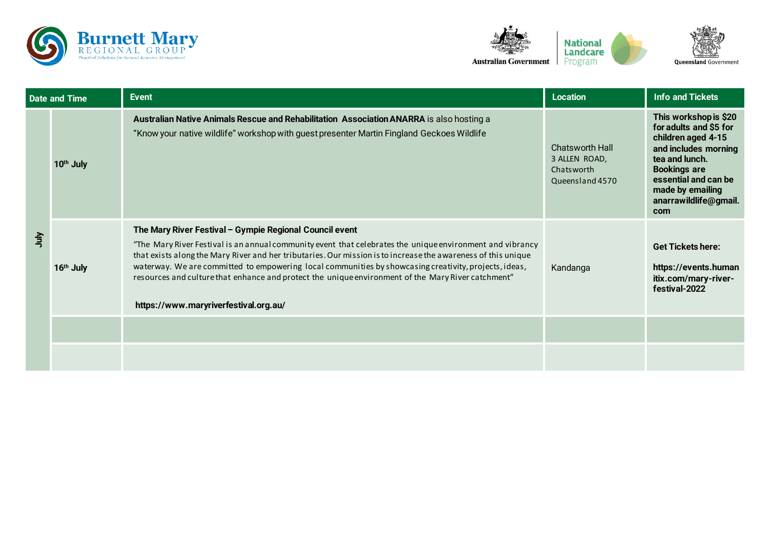| Date and Time | | Event | Location | Info and Tickets |
|---|---|---|---|---|
| July | 10th July | **Australian Native Animals Rescue and Rehabilitation Association ANARRA** is also hosting a "Know your native wildlife" workshop with guest presenter Martin Fingland Geckoes Wildlife | Chatsworth Hall 3 ALLEN ROAD, Chatsworth Queensland 4570 | **This workshop is $20 for adults and $5 for children aged 4-15 and includes morning tea and lunch. Bookings are essential and can be made by emailing anarrawildlife@gmail.com** |
| | 16th July | **The Mary River Festival – Gympie Regional Council event** "The Mary River Festival is an annual community event that celebrates the unique environment and vibrancy that exists along the Mary River and her tributaries. Our mission is to increase the awareness of this unique waterway. We are committed to empowering local communities by showcasing creativity, projects, ideas, resources and culture that enhance and protect the unique environment of the Mary River catchment" **https://www.maryriverfestival.org.au/** | Kandanga | **Get Tickets here:** **https://events.humanitix.com/mary-river-festival-2022** |
| | | | | |
| | | | | |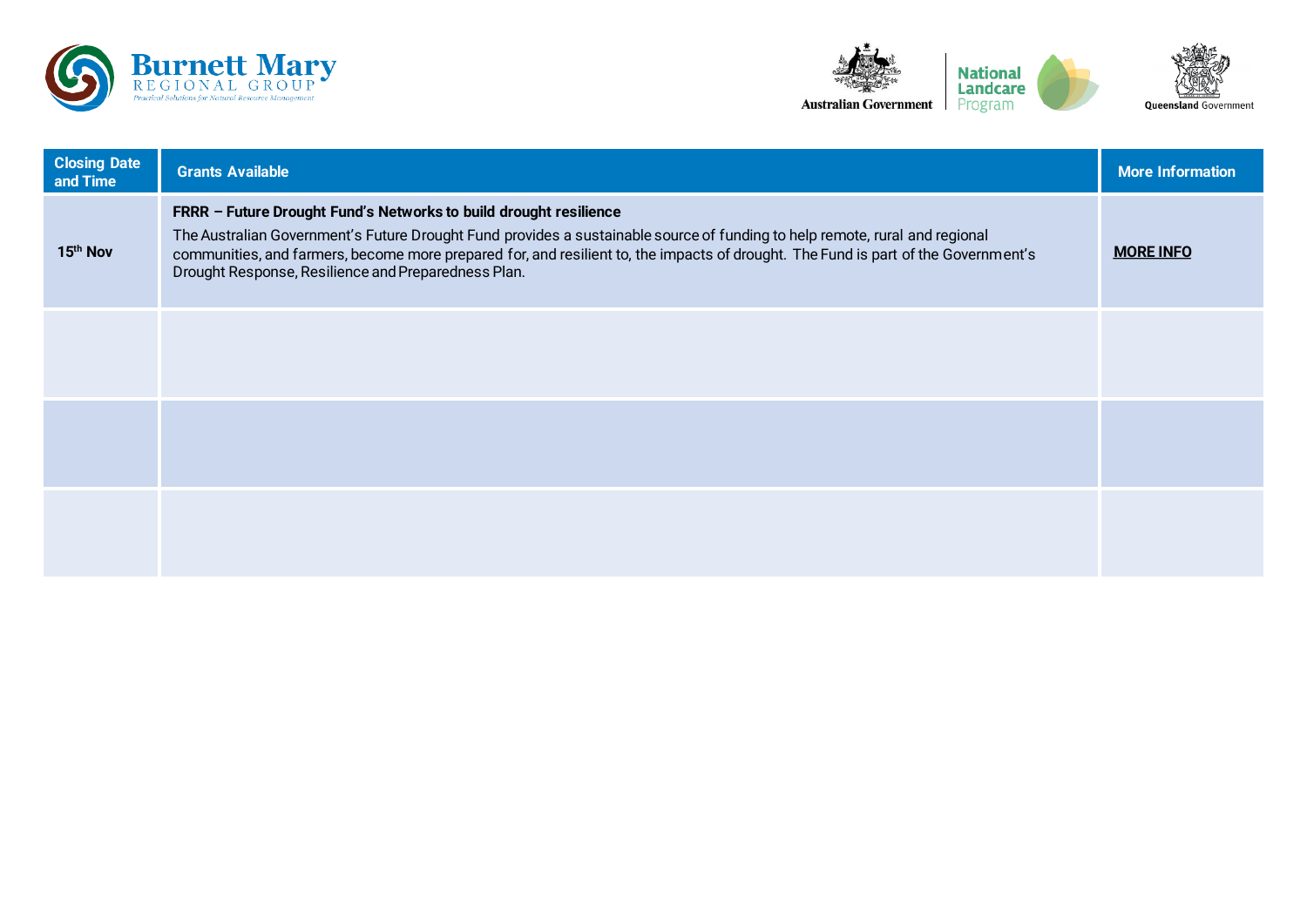| Closing Date and Time | Grants Available | More Information |
|---|---|---|
| 15th Nov | **FRRR – Future Drought Fund's Networks to build drought resilience** The Australian Government's Future Drought Fund provides a sustainable source of funding to help remote, rural and regional communities, and farmers, become more prepared for, and resilient to, the impacts of drought. The Fund is part of the Government's Drought Response, Resilience and Preparedness Plan. | **MORE INFO** |
| | | |
| | | |
| | | |